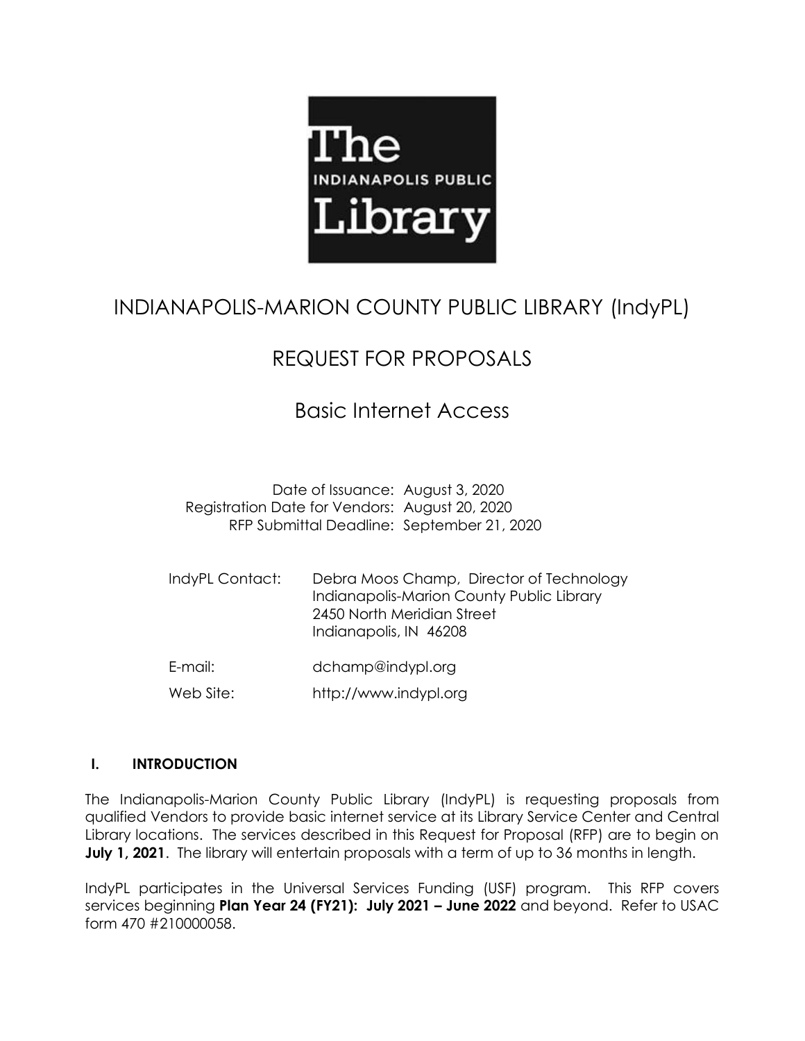# INDIANAPOLIS-MARION COUNTY PUBLIC LIBRARY (IndyPL)

## REQUEST FOR PROPOSALS

## Basic Internet Access

Date of Issuance: August 3, 2020
Registration Date for Vendors: August 20, 2020
RFP Submittal Deadline: September 21, 2020

IndyPL Contact: Debra Moos Champ, Director of Technology
Indianapolis-Marion County Public Library
2450 North Meridian Street
Indianapolis, IN 46208

E-mail: dchamp@indypl.org

Web Site: http://www.indypl.org

## I. INTRODUCTION

The Indianapolis-Marion County Public Library (IndyPL) is requesting proposals from qualified Vendors to provide basic internet service at its Library Service Center and Central Library locations. The services described in this Request for Proposal (RFP) are to begin on **July 1, 2021**. The library will entertain proposals with a term of up to 36 months in length.

IndyPL participates in the Universal Services Funding (USF) program. This RFP covers services beginning **Plan Year 24 (FY21): July 2021 – June 2022** and beyond. Refer to USAC form 470 #210000058.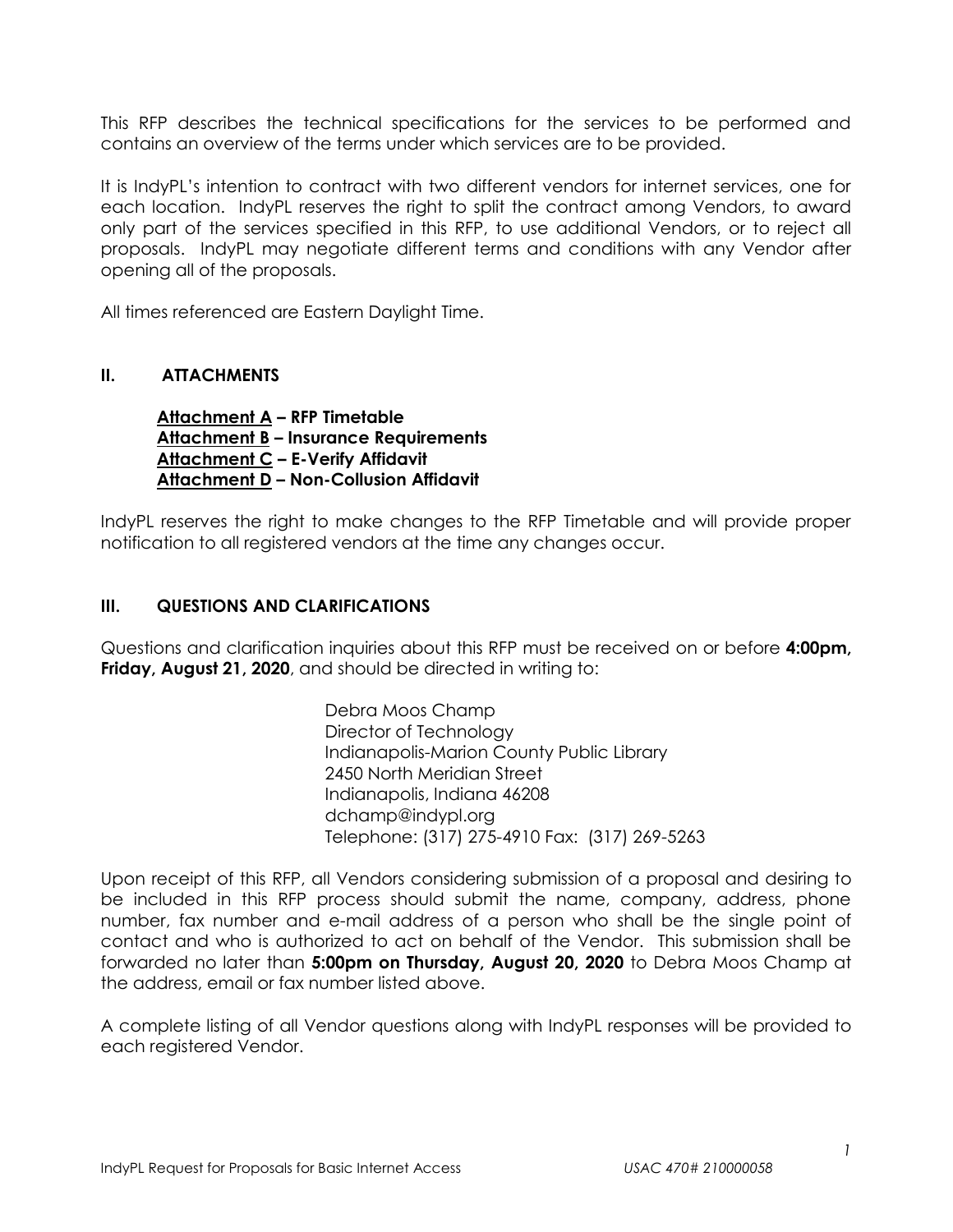This RFP describes the technical specifications for the services to be performed and contains an overview of the terms under which services are to be provided.

It is IndyPL's intention to contract with two different vendors for internet services, one for each location. IndyPL reserves the right to split the contract among Vendors, to award only part of the services specified in this RFP, to use additional Vendors, or to reject all proposals. IndyPL may negotiate different terms and conditions with any Vendor after opening all of the proposals.

All times referenced are Eastern Daylight Time.

## II. ATTACHMENTS

**<u>Attachment A</u> – RFP Timetable**
**<u>Attachment B</u> – Insurance Requirements**
**<u>Attachment C</u> – E-Verify Affidavit**
**<u>Attachment D</u> – Non-Collusion Affidavit**

IndyPL reserves the right to make changes to the RFP Timetable and will provide proper notification to all registered vendors at the time any changes occur.

## III. QUESTIONS AND CLARIFICATIONS

Questions and clarification inquiries about this RFP must be received on or before **4:00pm, Friday, August 21, 2020**, and should be directed in writing to:

Debra Moos Champ
Director of Technology
Indianapolis-Marion County Public Library
2450 North Meridian Street
Indianapolis, Indiana 46208
dchamp@indypl.org
Telephone: (317) 275-4910 Fax: (317) 269-5263

Upon receipt of this RFP, all Vendors considering submission of a proposal and desiring to be included in this RFP process should submit the name, company, address, phone number, fax number and e-mail address of a person who shall be the single point of contact and who is authorized to act on behalf of the Vendor. This submission shall be forwarded no later than **5:00pm on Thursday, August 20, 2020** to Debra Moos Champ at the address, email or fax number listed above.

A complete listing of all Vendor questions along with IndyPL responses will be provided to each registered Vendor.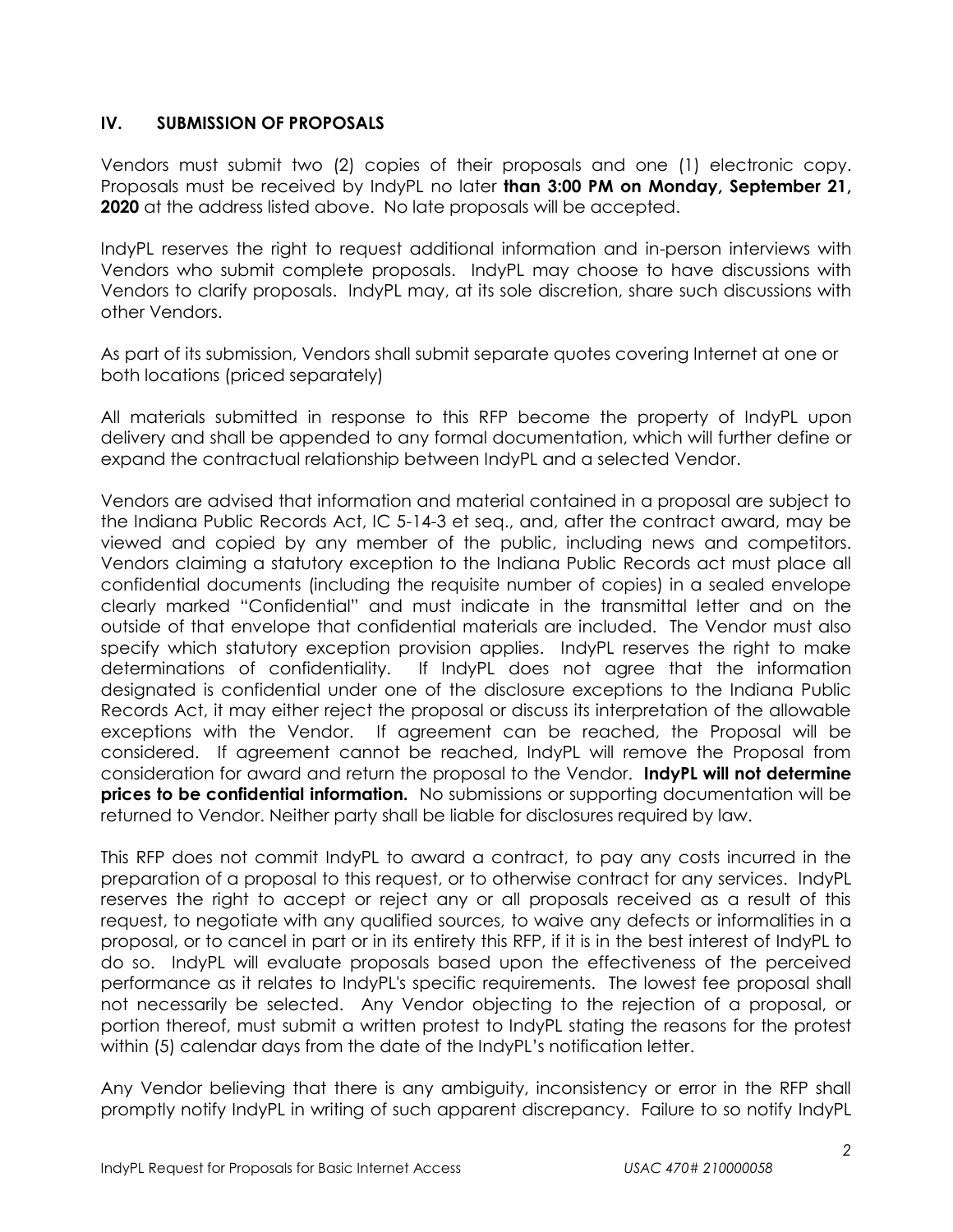## IV. SUBMISSION OF PROPOSALS

Vendors must submit two (2) copies of their proposals and one (1) electronic copy. Proposals must be received by IndyPL no later **than 3:00 PM on Monday, September 21, 2020** at the address listed above. No late proposals will be accepted.

IndyPL reserves the right to request additional information and in-person interviews with Vendors who submit complete proposals. IndyPL may choose to have discussions with Vendors to clarify proposals. IndyPL may, at its sole discretion, share such discussions with other Vendors.

As part of its submission, Vendors shall submit separate quotes covering Internet at one or both locations (priced separately)

All materials submitted in response to this RFP become the property of IndyPL upon delivery and shall be appended to any formal documentation, which will further define or expand the contractual relationship between IndyPL and a selected Vendor.

Vendors are advised that information and material contained in a proposal are subject to the Indiana Public Records Act, IC 5-14-3 et seq., and, after the contract award, may be viewed and copied by any member of the public, including news and competitors. Vendors claiming a statutory exception to the Indiana Public Records act must place all confidential documents (including the requisite number of copies) in a sealed envelope clearly marked "Confidential" and must indicate in the transmittal letter and on the outside of that envelope that confidential materials are included. The Vendor must also specify which statutory exception provision applies. IndyPL reserves the right to make determinations of confidentiality. If IndyPL does not agree that the information designated is confidential under one of the disclosure exceptions to the Indiana Public Records Act, it may either reject the proposal or discuss its interpretation of the allowable exceptions with the Vendor. If agreement can be reached, the Proposal will be considered. If agreement cannot be reached, IndyPL will remove the Proposal from consideration for award and return the proposal to the Vendor. **IndyPL will not determine prices to be confidential information.** No submissions or supporting documentation will be returned to Vendor. Neither party shall be liable for disclosures required by law.

This RFP does not commit IndyPL to award a contract, to pay any costs incurred in the preparation of a proposal to this request, or to otherwise contract for any services. IndyPL reserves the right to accept or reject any or all proposals received as a result of this request, to negotiate with any qualified sources, to waive any defects or informalities in a proposal, or to cancel in part or in its entirety this RFP, if it is in the best interest of IndyPL to do so. IndyPL will evaluate proposals based upon the effectiveness of the perceived performance as it relates to IndyPL's specific requirements. The lowest fee proposal shall not necessarily be selected. Any Vendor objecting to the rejection of a proposal, or portion thereof, must submit a written protest to IndyPL stating the reasons for the protest within (5) calendar days from the date of the IndyPL's notification letter.

Any Vendor believing that there is any ambiguity, inconsistency or error in the RFP shall promptly notify IndyPL in writing of such apparent discrepancy. Failure to so notify IndyPL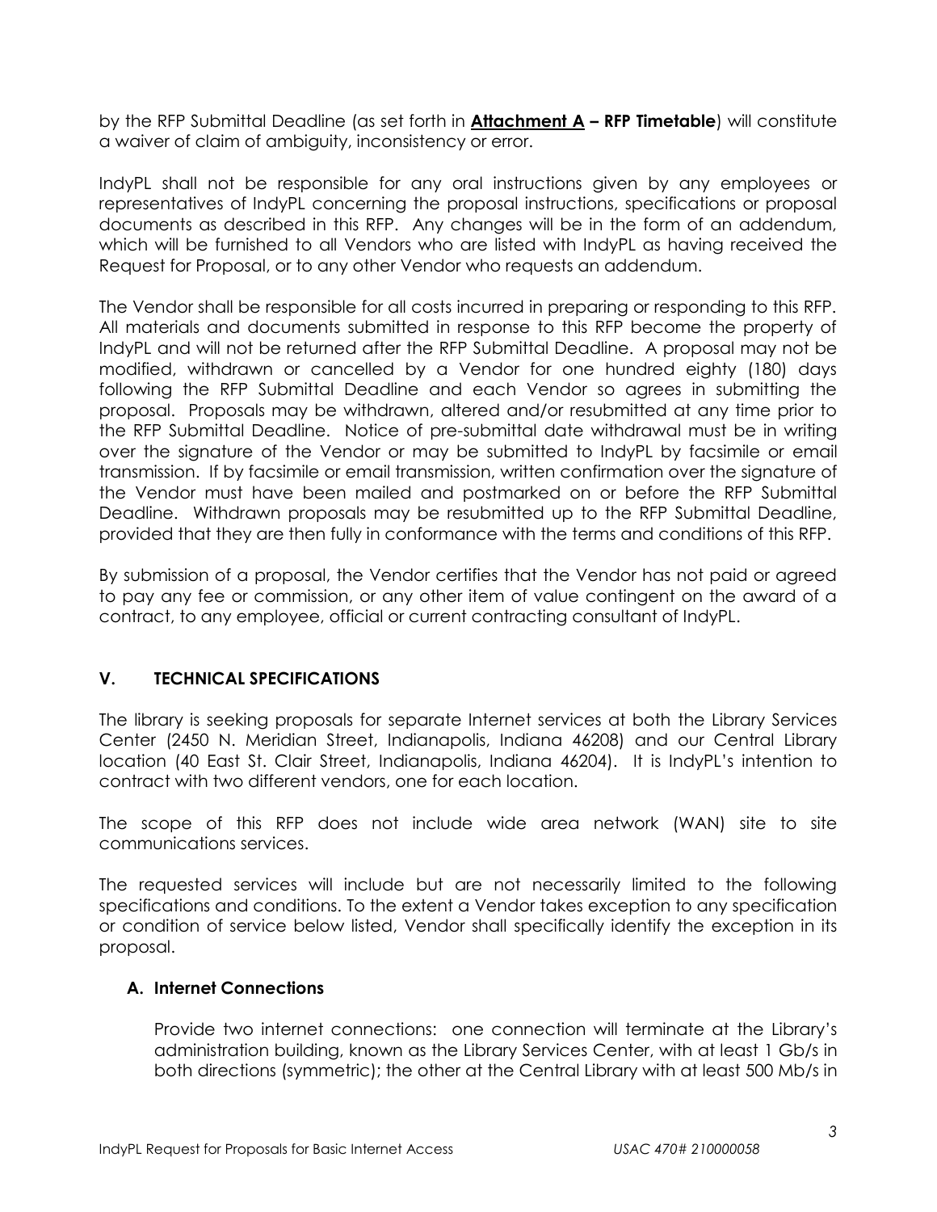by the RFP Submittal Deadline (as set forth in **Attachment A – RFP Timetable**) will constitute a waiver of claim of ambiguity, inconsistency or error.

IndyPL shall not be responsible for any oral instructions given by any employees or representatives of IndyPL concerning the proposal instructions, specifications or proposal documents as described in this RFP. Any changes will be in the form of an addendum, which will be furnished to all Vendors who are listed with IndyPL as having received the Request for Proposal, or to any other Vendor who requests an addendum.

The Vendor shall be responsible for all costs incurred in preparing or responding to this RFP. All materials and documents submitted in response to this RFP become the property of IndyPL and will not be returned after the RFP Submittal Deadline. A proposal may not be modified, withdrawn or cancelled by a Vendor for one hundred eighty (180) days following the RFP Submittal Deadline and each Vendor so agrees in submitting the proposal. Proposals may be withdrawn, altered and/or resubmitted at any time prior to the RFP Submittal Deadline. Notice of pre-submittal date withdrawal must be in writing over the signature of the Vendor or may be submitted to IndyPL by facsimile or email transmission. If by facsimile or email transmission, written confirmation over the signature of the Vendor must have been mailed and postmarked on or before the RFP Submittal Deadline. Withdrawn proposals may be resubmitted up to the RFP Submittal Deadline, provided that they are then fully in conformance with the terms and conditions of this RFP.

By submission of a proposal, the Vendor certifies that the Vendor has not paid or agreed to pay any fee or commission, or any other item of value contingent on the award of a contract, to any employee, official or current contracting consultant of IndyPL.

## V. TECHNICAL SPECIFICATIONS

The library is seeking proposals for separate Internet services at both the Library Services Center (2450 N. Meridian Street, Indianapolis, Indiana 46208) and our Central Library location (40 East St. Clair Street, Indianapolis, Indiana 46204). It is IndyPL's intention to contract with two different vendors, one for each location.

The scope of this RFP does not include wide area network (WAN) site to site communications services.

The requested services will include but are not necessarily limited to the following specifications and conditions. To the extent a Vendor takes exception to any specification or condition of service below listed, Vendor shall specifically identify the exception in its proposal.

### A. Internet Connections

Provide two internet connections: one connection will terminate at the Library's administration building, known as the Library Services Center, with at least 1 Gb/s in both directions (symmetric); the other at the Central Library with at least 500 Mb/s in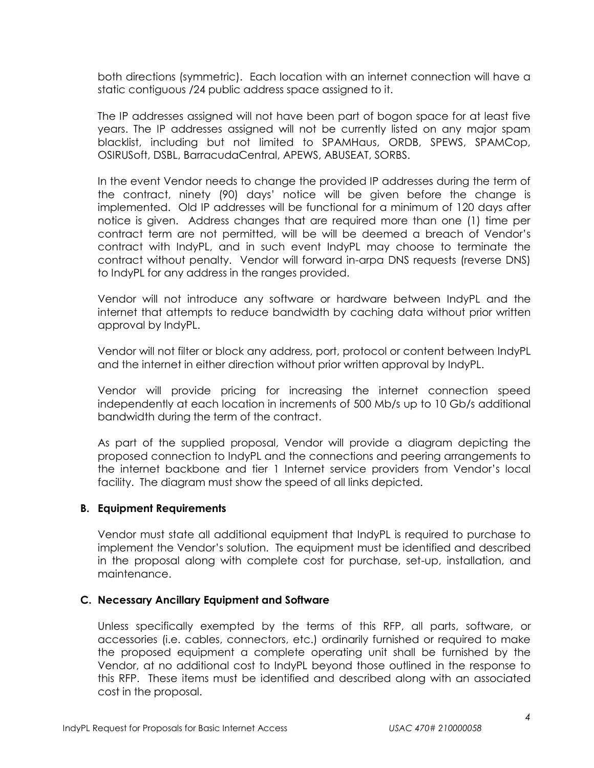both directions (symmetric). Each location with an internet connection will have a static contiguous /24 public address space assigned to it.

The IP addresses assigned will not have been part of bogon space for at least five years. The IP addresses assigned will not be currently listed on any major spam blacklist, including but not limited to SPAMHaus, ORDB, SPEWS, SPAMCop, OSIRUSoft, DSBL, BarracudaCentral, APEWS, ABUSEAT, SORBS.

In the event Vendor needs to change the provided IP addresses during the term of the contract, ninety (90) days' notice will be given before the change is implemented. Old IP addresses will be functional for a minimum of 120 days after notice is given. Address changes that are required more than one (1) time per contract term are not permitted, will be will be deemed a breach of Vendor's contract with IndyPL, and in such event IndyPL may choose to terminate the contract without penalty. Vendor will forward in-arpa DNS requests (reverse DNS) to IndyPL for any address in the ranges provided.

Vendor will not introduce any software or hardware between IndyPL and the internet that attempts to reduce bandwidth by caching data without prior written approval by IndyPL.

Vendor will not filter or block any address, port, protocol or content between IndyPL and the internet in either direction without prior written approval by IndyPL.

Vendor will provide pricing for increasing the internet connection speed independently at each location in increments of 500 Mb/s up to 10 Gb/s additional bandwidth during the term of the contract.

As part of the supplied proposal, Vendor will provide a diagram depicting the proposed connection to IndyPL and the connections and peering arrangements to the internet backbone and tier 1 Internet service providers from Vendor's local facility. The diagram must show the speed of all links depicted.

### B. Equipment Requirements

Vendor must state all additional equipment that IndyPL is required to purchase to implement the Vendor's solution. The equipment must be identified and described in the proposal along with complete cost for purchase, set-up, installation, and maintenance.

### C. Necessary Ancillary Equipment and Software

Unless specifically exempted by the terms of this RFP, all parts, software, or accessories (i.e. cables, connectors, etc.) ordinarily furnished or required to make the proposed equipment a complete operating unit shall be furnished by the Vendor, at no additional cost to IndyPL beyond those outlined in the response to this RFP. These items must be identified and described along with an associated cost in the proposal.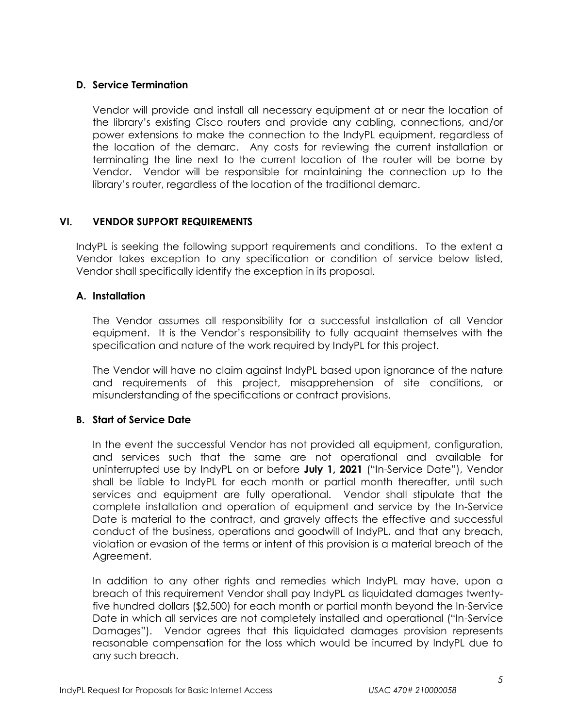### D. Service Termination

Vendor will provide and install all necessary equipment at or near the location of the library's existing Cisco routers and provide any cabling, connections, and/or power extensions to make the connection to the IndyPL equipment, regardless of the location of the demarc. Any costs for reviewing the current installation or terminating the line next to the current location of the router will be borne by Vendor. Vendor will be responsible for maintaining the connection up to the library's router, regardless of the location of the traditional demarc.

## VI. VENDOR SUPPORT REQUIREMENTS

IndyPL is seeking the following support requirements and conditions. To the extent a Vendor takes exception to any specification or condition of service below listed, Vendor shall specifically identify the exception in its proposal.

### A. Installation

The Vendor assumes all responsibility for a successful installation of all Vendor equipment. It is the Vendor's responsibility to fully acquaint themselves with the specification and nature of the work required by IndyPL for this project.

The Vendor will have no claim against IndyPL based upon ignorance of the nature and requirements of this project, misapprehension of site conditions, or misunderstanding of the specifications or contract provisions.

### B. Start of Service Date

In the event the successful Vendor has not provided all equipment, configuration, and services such that the same are not operational and available for uninterrupted use by IndyPL on or before **July 1, 2021** ("In-Service Date"), Vendor shall be liable to IndyPL for each month or partial month thereafter, until such services and equipment are fully operational. Vendor shall stipulate that the complete installation and operation of equipment and service by the In-Service Date is material to the contract, and gravely affects the effective and successful conduct of the business, operations and goodwill of IndyPL, and that any breach, violation or evasion of the terms or intent of this provision is a material breach of the Agreement.

In addition to any other rights and remedies which IndyPL may have, upon a breach of this requirement Vendor shall pay IndyPL as liquidated damages twenty-five hundred dollars ($2,500) for each month or partial month beyond the In-Service Date in which all services are not completely installed and operational ("In-Service Damages"). Vendor agrees that this liquidated damages provision represents reasonable compensation for the loss which would be incurred by IndyPL due to any such breach.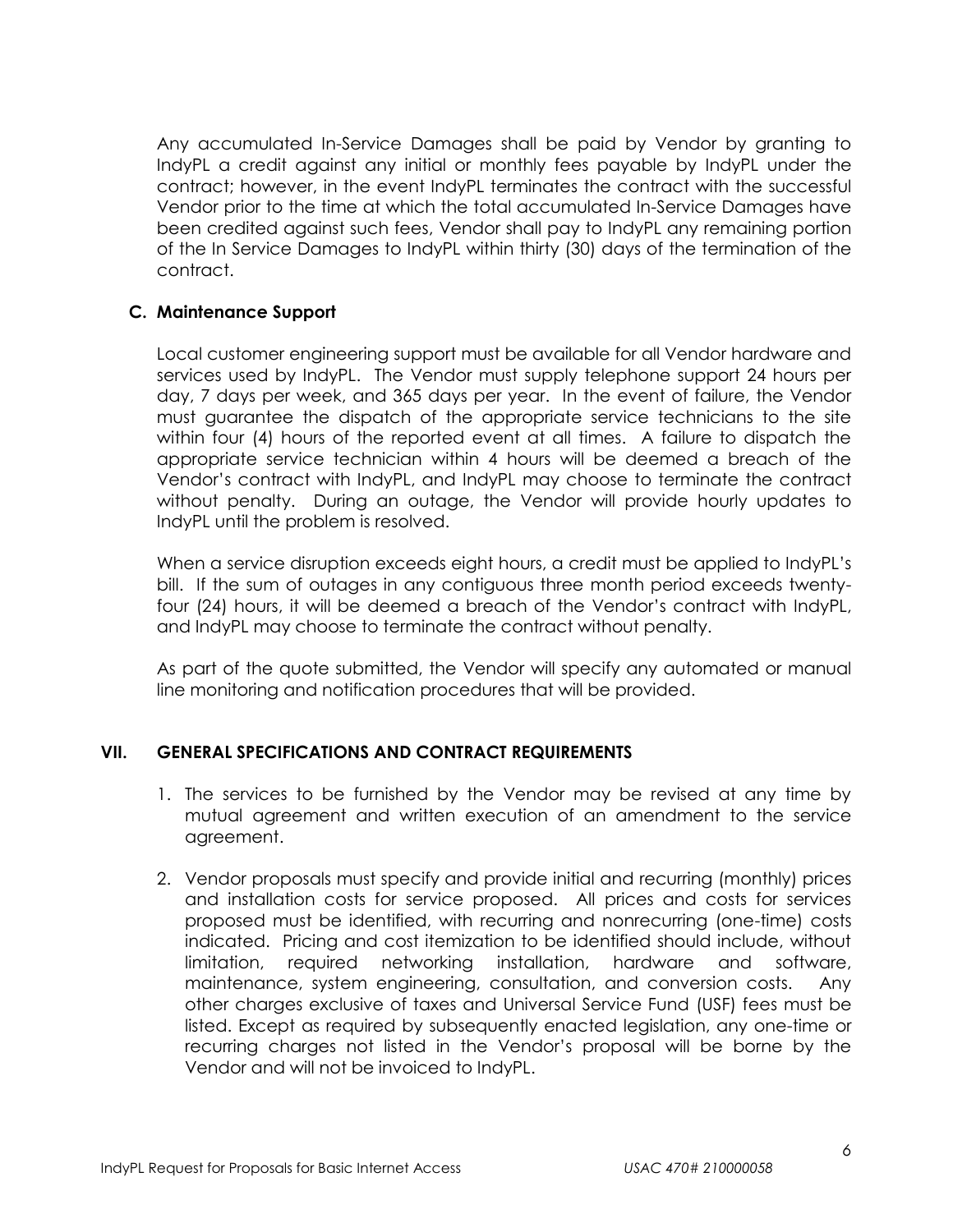Any accumulated In-Service Damages shall be paid by Vendor by granting to IndyPL a credit against any initial or monthly fees payable by IndyPL under the contract; however, in the event IndyPL terminates the contract with the successful Vendor prior to the time at which the total accumulated In-Service Damages have been credited against such fees, Vendor shall pay to IndyPL any remaining portion of the In Service Damages to IndyPL within thirty (30) days of the termination of the contract.

### C. Maintenance Support

Local customer engineering support must be available for all Vendor hardware and services used by IndyPL. The Vendor must supply telephone support 24 hours per day, 7 days per week, and 365 days per year. In the event of failure, the Vendor must guarantee the dispatch of the appropriate service technicians to the site within four (4) hours of the reported event at all times. A failure to dispatch the appropriate service technician within 4 hours will be deemed a breach of the Vendor's contract with IndyPL, and IndyPL may choose to terminate the contract without penalty. During an outage, the Vendor will provide hourly updates to IndyPL until the problem is resolved.

When a service disruption exceeds eight hours, a credit must be applied to IndyPL's bill. If the sum of outages in any contiguous three month period exceeds twenty-four (24) hours, it will be deemed a breach of the Vendor's contract with IndyPL, and IndyPL may choose to terminate the contract without penalty.

As part of the quote submitted, the Vendor will specify any automated or manual line monitoring and notification procedures that will be provided.

## VII. GENERAL SPECIFICATIONS AND CONTRACT REQUIREMENTS

1. The services to be furnished by the Vendor may be revised at any time by mutual agreement and written execution of an amendment to the service agreement.

2. Vendor proposals must specify and provide initial and recurring (monthly) prices and installation costs for service proposed. All prices and costs for services proposed must be identified, with recurring and nonrecurring (one-time) costs indicated. Pricing and cost itemization to be identified should include, without limitation, required networking installation, hardware and software, maintenance, system engineering, consultation, and conversion costs. Any other charges exclusive of taxes and Universal Service Fund (USF) fees must be listed. Except as required by subsequently enacted legislation, any one-time or recurring charges not listed in the Vendor's proposal will be borne by the Vendor and will not be invoiced to IndyPL.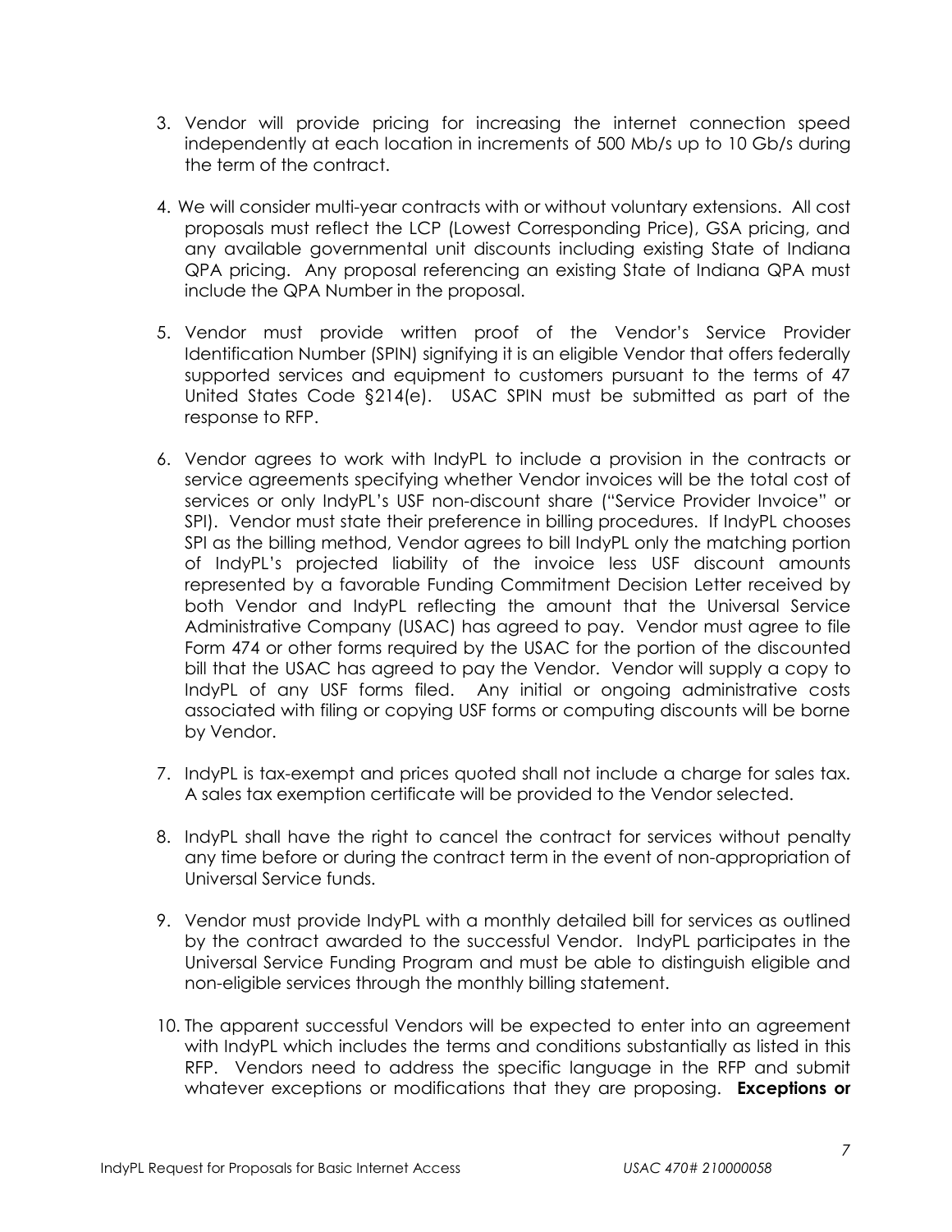3. Vendor will provide pricing for increasing the internet connection speed independently at each location in increments of 500 Mb/s up to 10 Gb/s during the term of the contract.

4. We will consider multi-year contracts with or without voluntary extensions. All cost proposals must reflect the LCP (Lowest Corresponding Price), GSA pricing, and any available governmental unit discounts including existing State of Indiana QPA pricing. Any proposal referencing an existing State of Indiana QPA must include the QPA Number in the proposal.

5. Vendor must provide written proof of the Vendor's Service Provider Identification Number (SPIN) signifying it is an eligible Vendor that offers federally supported services and equipment to customers pursuant to the terms of 47 United States Code §214(e). USAC SPIN must be submitted as part of the response to RFP.

6. Vendor agrees to work with IndyPL to include a provision in the contracts or service agreements specifying whether Vendor invoices will be the total cost of services or only IndyPL's USF non-discount share ("Service Provider Invoice" or SPI). Vendor must state their preference in billing procedures. If IndyPL chooses SPI as the billing method, Vendor agrees to bill IndyPL only the matching portion of IndyPL's projected liability of the invoice less USF discount amounts represented by a favorable Funding Commitment Decision Letter received by both Vendor and IndyPL reflecting the amount that the Universal Service Administrative Company (USAC) has agreed to pay. Vendor must agree to file Form 474 or other forms required by the USAC for the portion of the discounted bill that the USAC has agreed to pay the Vendor. Vendor will supply a copy to IndyPL of any USF forms filed. Any initial or ongoing administrative costs associated with filing or copying USF forms or computing discounts will be borne by Vendor.

7. IndyPL is tax-exempt and prices quoted shall not include a charge for sales tax. A sales tax exemption certificate will be provided to the Vendor selected.

8. IndyPL shall have the right to cancel the contract for services without penalty any time before or during the contract term in the event of non-appropriation of Universal Service funds.

9. Vendor must provide IndyPL with a monthly detailed bill for services as outlined by the contract awarded to the successful Vendor. IndyPL participates in the Universal Service Funding Program and must be able to distinguish eligible and non-eligible services through the monthly billing statement.

10. The apparent successful Vendors will be expected to enter into an agreement with IndyPL which includes the terms and conditions substantially as listed in this RFP. Vendors need to address the specific language in the RFP and submit whatever exceptions or modifications that they are proposing. **Exceptions or**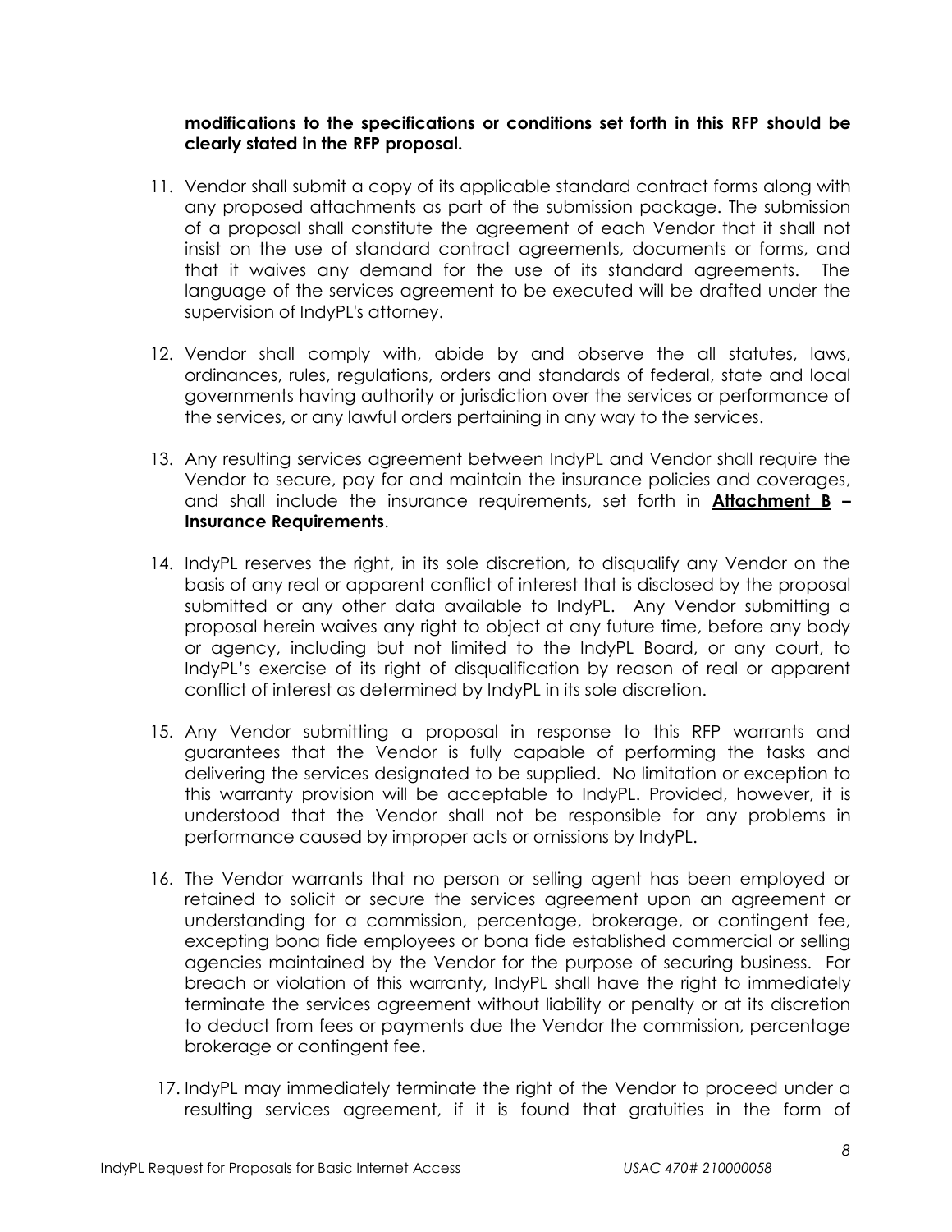**modifications to the specifications or conditions set forth in this RFP should be clearly stated in the RFP proposal.**

11. Vendor shall submit a copy of its applicable standard contract forms along with any proposed attachments as part of the submission package. The submission of a proposal shall constitute the agreement of each Vendor that it shall not insist on the use of standard contract agreements, documents or forms, and that it waives any demand for the use of its standard agreements. The language of the services agreement to be executed will be drafted under the supervision of IndyPL's attorney.

12. Vendor shall comply with, abide by and observe the all statutes, laws, ordinances, rules, regulations, orders and standards of federal, state and local governments having authority or jurisdiction over the services or performance of the services, or any lawful orders pertaining in any way to the services.

13. Any resulting services agreement between IndyPL and Vendor shall require the Vendor to secure, pay for and maintain the insurance policies and coverages, and shall include the insurance requirements, set forth in **Attachment B – Insurance Requirements**.

14. IndyPL reserves the right, in its sole discretion, to disqualify any Vendor on the basis of any real or apparent conflict of interest that is disclosed by the proposal submitted or any other data available to IndyPL. Any Vendor submitting a proposal herein waives any right to object at any future time, before any body or agency, including but not limited to the IndyPL Board, or any court, to IndyPL's exercise of its right of disqualification by reason of real or apparent conflict of interest as determined by IndyPL in its sole discretion.

15. Any Vendor submitting a proposal in response to this RFP warrants and guarantees that the Vendor is fully capable of performing the tasks and delivering the services designated to be supplied. No limitation or exception to this warranty provision will be acceptable to IndyPL. Provided, however, it is understood that the Vendor shall not be responsible for any problems in performance caused by improper acts or omissions by IndyPL.

16. The Vendor warrants that no person or selling agent has been employed or retained to solicit or secure the services agreement upon an agreement or understanding for a commission, percentage, brokerage, or contingent fee, excepting bona fide employees or bona fide established commercial or selling agencies maintained by the Vendor for the purpose of securing business. For breach or violation of this warranty, IndyPL shall have the right to immediately terminate the services agreement without liability or penalty or at its discretion to deduct from fees or payments due the Vendor the commission, percentage brokerage or contingent fee.

17. IndyPL may immediately terminate the right of the Vendor to proceed under a resulting services agreement, if it is found that gratuities in the form of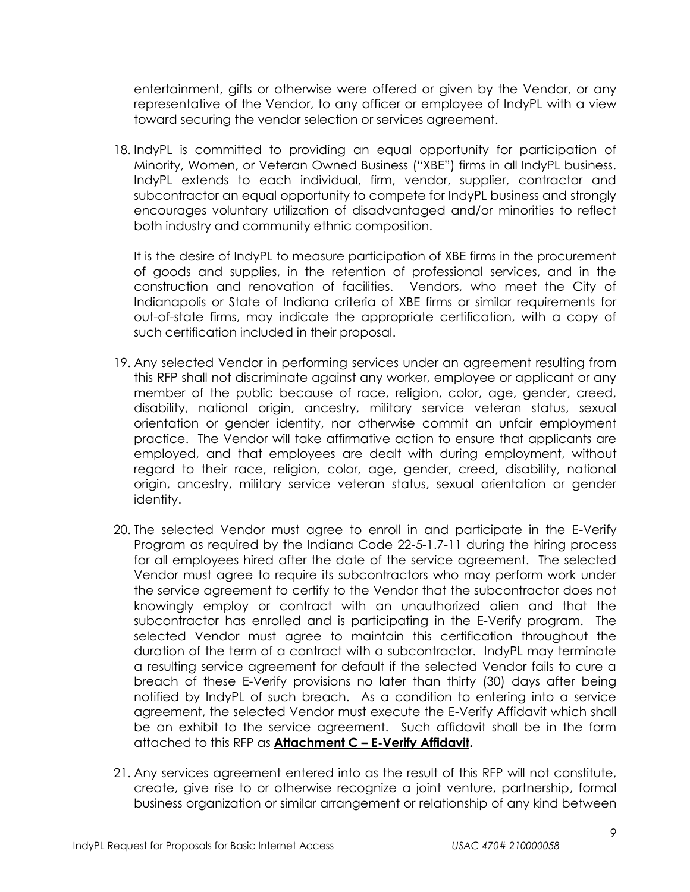entertainment, gifts or otherwise were offered or given by the Vendor, or any representative of the Vendor, to any officer or employee of IndyPL with a view toward securing the vendor selection or services agreement.

18. IndyPL is committed to providing an equal opportunity for participation of Minority, Women, or Veteran Owned Business ("XBE") firms in all IndyPL business. IndyPL extends to each individual, firm, vendor, supplier, contractor and subcontractor an equal opportunity to compete for IndyPL business and strongly encourages voluntary utilization of disadvantaged and/or minorities to reflect both industry and community ethnic composition.

    It is the desire of IndyPL to measure participation of XBE firms in the procurement of goods and supplies, in the retention of professional services, and in the construction and renovation of facilities. Vendors, who meet the City of Indianapolis or State of Indiana criteria of XBE firms or similar requirements for out-of-state firms, may indicate the appropriate certification, with a copy of such certification included in their proposal.

19. Any selected Vendor in performing services under an agreement resulting from this RFP shall not discriminate against any worker, employee or applicant or any member of the public because of race, religion, color, age, gender, creed, disability, national origin, ancestry, military service veteran status, sexual orientation or gender identity, nor otherwise commit an unfair employment practice. The Vendor will take affirmative action to ensure that applicants are employed, and that employees are dealt with during employment, without regard to their race, religion, color, age, gender, creed, disability, national origin, ancestry, military service veteran status, sexual orientation or gender identity.

20. The selected Vendor must agree to enroll in and participate in the E-Verify Program as required by the Indiana Code 22-5-1.7-11 during the hiring process for all employees hired after the date of the service agreement. The selected Vendor must agree to require its subcontractors who may perform work under the service agreement to certify to the Vendor that the subcontractor does not knowingly employ or contract with an unauthorized alien and that the subcontractor has enrolled and is participating in the E-Verify program. The selected Vendor must agree to maintain this certification throughout the duration of the term of a contract with a subcontractor. IndyPL may terminate a resulting service agreement for default if the selected Vendor fails to cure a breach of these E-Verify provisions no later than thirty (30) days after being notified by IndyPL of such breach. As a condition to entering into a service agreement, the selected Vendor must execute the E-Verify Affidavit which shall be an exhibit to the service agreement. Such affidavit shall be in the form attached to this RFP as **Attachment C – E-Verify Affidavit.**

21. Any services agreement entered into as the result of this RFP will not constitute, create, give rise to or otherwise recognize a joint venture, partnership, formal business organization or similar arrangement or relationship of any kind between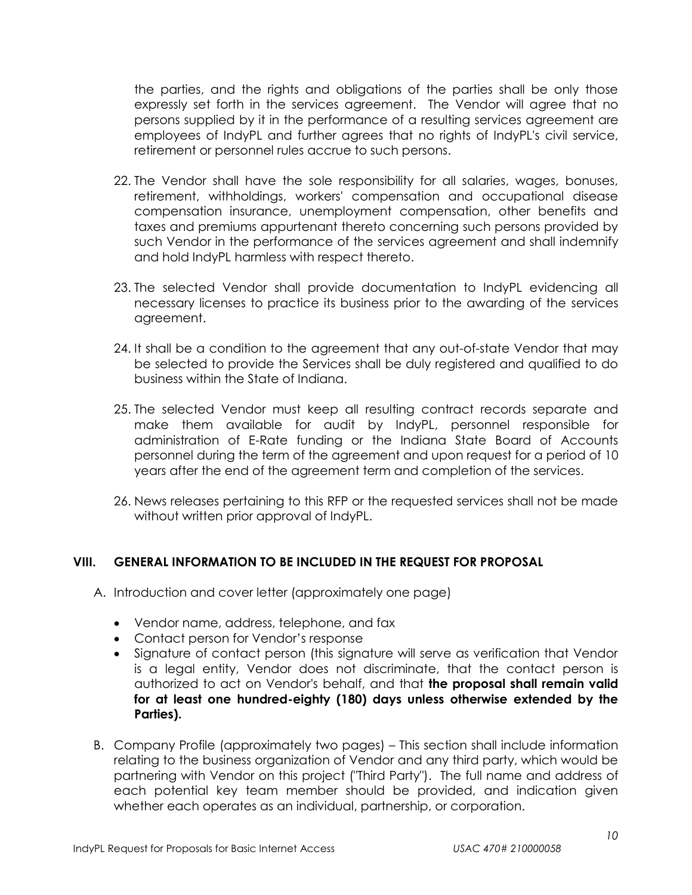the parties, and the rights and obligations of the parties shall be only those expressly set forth in the services agreement. The Vendor will agree that no persons supplied by it in the performance of a resulting services agreement are employees of IndyPL and further agrees that no rights of IndyPL's civil service, retirement or personnel rules accrue to such persons.

22. The Vendor shall have the sole responsibility for all salaries, wages, bonuses, retirement, withholdings, workers' compensation and occupational disease compensation insurance, unemployment compensation, other benefits and taxes and premiums appurtenant thereto concerning such persons provided by such Vendor in the performance of the services agreement and shall indemnify and hold IndyPL harmless with respect thereto.

23. The selected Vendor shall provide documentation to IndyPL evidencing all necessary licenses to practice its business prior to the awarding of the services agreement.

24. It shall be a condition to the agreement that any out-of-state Vendor that may be selected to provide the Services shall be duly registered and qualified to do business within the State of Indiana.

25. The selected Vendor must keep all resulting contract records separate and make them available for audit by IndyPL, personnel responsible for administration of E-Rate funding or the Indiana State Board of Accounts personnel during the term of the agreement and upon request for a period of 10 years after the end of the agreement term and completion of the services.

26. News releases pertaining to this RFP or the requested services shall not be made without written prior approval of IndyPL.

## VIII. GENERAL INFORMATION TO BE INCLUDED IN THE REQUEST FOR PROPOSAL

A. Introduction and cover letter (approximately one page)

- Vendor name, address, telephone, and fax
- Contact person for Vendor's response
- Signature of contact person (this signature will serve as verification that Vendor is a legal entity, Vendor does not discriminate, that the contact person is authorized to act on Vendor's behalf, and that **the proposal shall remain valid for at least one hundred-eighty (180) days unless otherwise extended by the Parties).**

B. Company Profile (approximately two pages) – This section shall include information relating to the business organization of Vendor and any third party, which would be partnering with Vendor on this project ("Third Party"). The full name and address of each potential key team member should be provided, and indication given whether each operates as an individual, partnership, or corporation.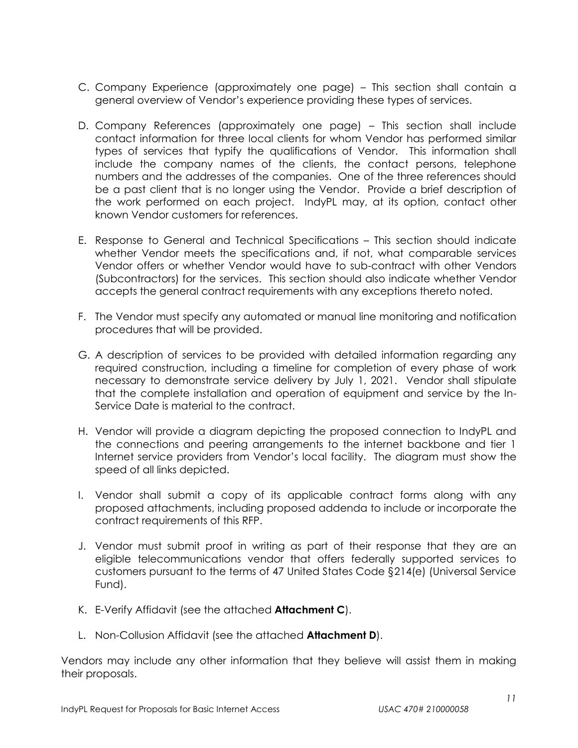C. Company Experience (approximately one page) – This section shall contain a general overview of Vendor's experience providing these types of services.

D. Company References (approximately one page) – This section shall include contact information for three local clients for whom Vendor has performed similar types of services that typify the qualifications of Vendor. This information shall include the company names of the clients, the contact persons, telephone numbers and the addresses of the companies. One of the three references should be a past client that is no longer using the Vendor. Provide a brief description of the work performed on each project. IndyPL may, at its option, contact other known Vendor customers for references.

E. Response to General and Technical Specifications – This section should indicate whether Vendor meets the specifications and, if not, what comparable services Vendor offers or whether Vendor would have to sub-contract with other Vendors (Subcontractors) for the services. This section should also indicate whether Vendor accepts the general contract requirements with any exceptions thereto noted.

F. The Vendor must specify any automated or manual line monitoring and notification procedures that will be provided.

G. A description of services to be provided with detailed information regarding any required construction, including a timeline for completion of every phase of work necessary to demonstrate service delivery by July 1, 2021. Vendor shall stipulate that the complete installation and operation of equipment and service by the In-Service Date is material to the contract.

H. Vendor will provide a diagram depicting the proposed connection to IndyPL and the connections and peering arrangements to the internet backbone and tier 1 Internet service providers from Vendor's local facility. The diagram must show the speed of all links depicted.

I. Vendor shall submit a copy of its applicable contract forms along with any proposed attachments, including proposed addenda to include or incorporate the contract requirements of this RFP.

J. Vendor must submit proof in writing as part of their response that they are an eligible telecommunications vendor that offers federally supported services to customers pursuant to the terms of 47 United States Code §214(e) (Universal Service Fund).

K. E-Verify Affidavit (see the attached **Attachment C**).

L. Non-Collusion Affidavit (see the attached **Attachment D**).

Vendors may include any other information that they believe will assist them in making their proposals.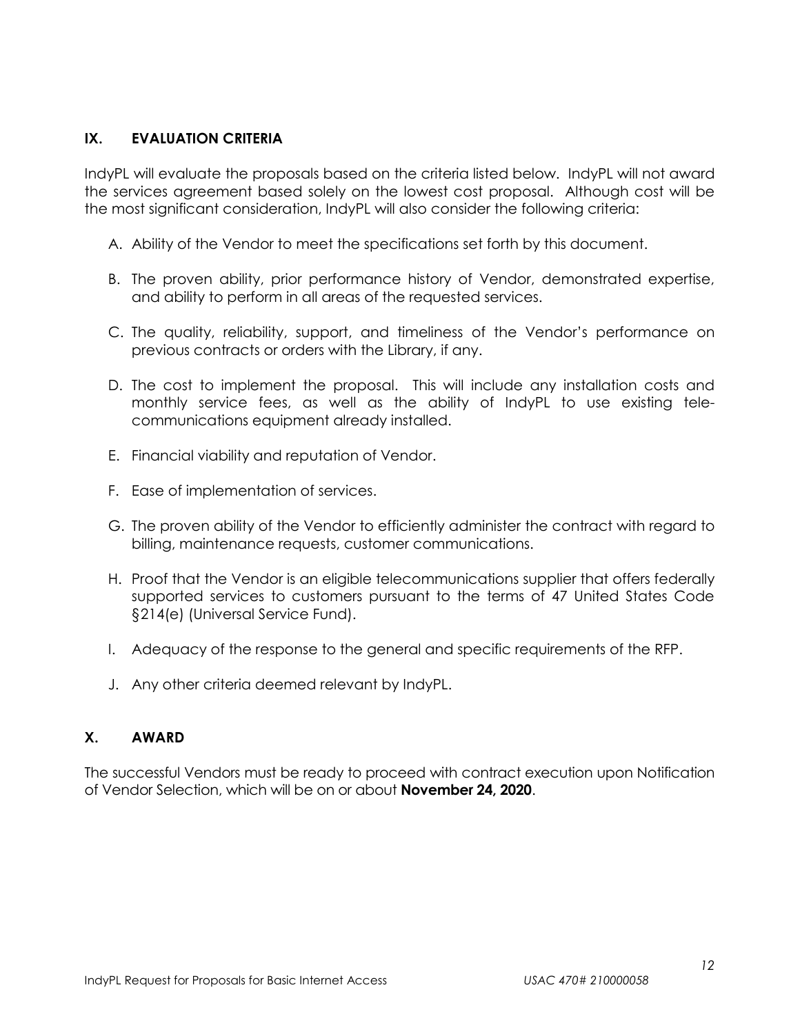## IX. EVALUATION CRITERIA

IndyPL will evaluate the proposals based on the criteria listed below. IndyPL will not award the services agreement based solely on the lowest cost proposal. Although cost will be the most significant consideration, IndyPL will also consider the following criteria:

A. Ability of the Vendor to meet the specifications set forth by this document.

B. The proven ability, prior performance history of Vendor, demonstrated expertise, and ability to perform in all areas of the requested services.

C. The quality, reliability, support, and timeliness of the Vendor's performance on previous contracts or orders with the Library, if any.

D. The cost to implement the proposal. This will include any installation costs and monthly service fees, as well as the ability of IndyPL to use existing tele-communications equipment already installed.

E. Financial viability and reputation of Vendor.

F. Ease of implementation of services.

G. The proven ability of the Vendor to efficiently administer the contract with regard to billing, maintenance requests, customer communications.

H. Proof that the Vendor is an eligible telecommunications supplier that offers federally supported services to customers pursuant to the terms of 47 United States Code §214(e) (Universal Service Fund).

I. Adequacy of the response to the general and specific requirements of the RFP.

J. Any other criteria deemed relevant by IndyPL.

## X. AWARD

The successful Vendors must be ready to proceed with contract execution upon Notification of Vendor Selection, which will be on or about **November 24, 2020**.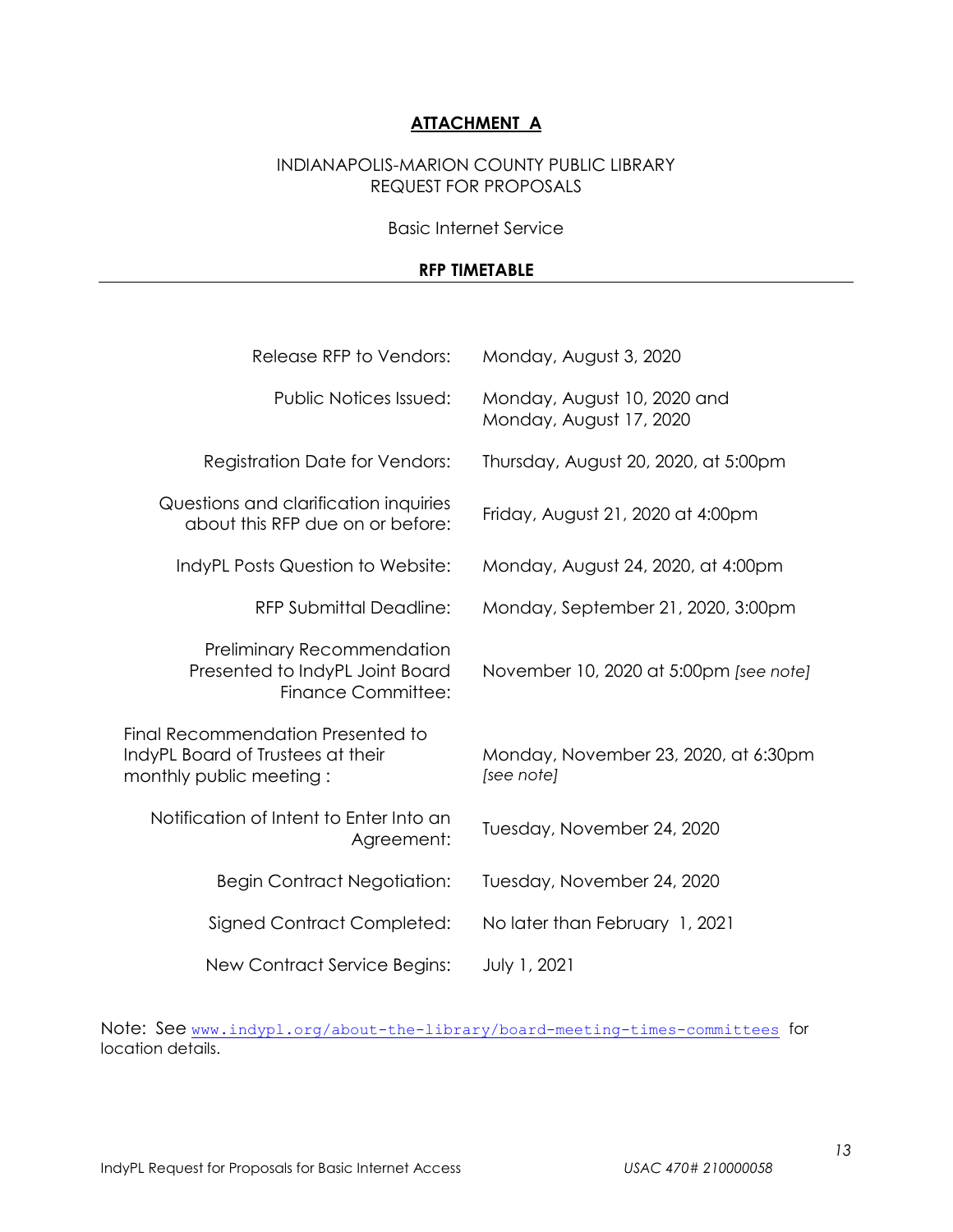# **ATTACHMENT A**

INDIANAPOLIS-MARION COUNTY PUBLIC LIBRARY
REQUEST FOR PROPOSALS

Basic Internet Service

## **RFP TIMETABLE**

| | |
|---|---|
| Release RFP to Vendors: | Monday, August 3, 2020 |
| Public Notices Issued: | Monday, August 10, 2020 and Monday, August 17, 2020 |
| Registration Date for Vendors: | Thursday, August 20, 2020, at 5:00pm |
| Questions and clarification inquiries about this RFP due on or before: | Friday, August 21, 2020 at 4:00pm |
| IndyPL Posts Question to Website: | Monday, August 24, 2020, at 4:00pm |
| RFP Submittal Deadline: | Monday, September 21, 2020, 3:00pm |
| Preliminary Recommendation Presented to IndyPL Joint Board Finance Committee: | November 10, 2020 at 5:00pm *[see note]* |
| Final Recommendation Presented to IndyPL Board of Trustees at their monthly public meeting : | Monday, November 23, 2020, at 6:30pm *[see note]* |
| Notification of Intent to Enter Into an Agreement: | Tuesday, November 24, 2020 |
| Begin Contract Negotiation: | Tuesday, November 24, 2020 |
| Signed Contract Completed: | No later than February 1, 2021 |
| New Contract Service Begins: | July 1, 2021 |

Note: See www.indypl.org/about-the-library/board-meeting-times-committees for location details.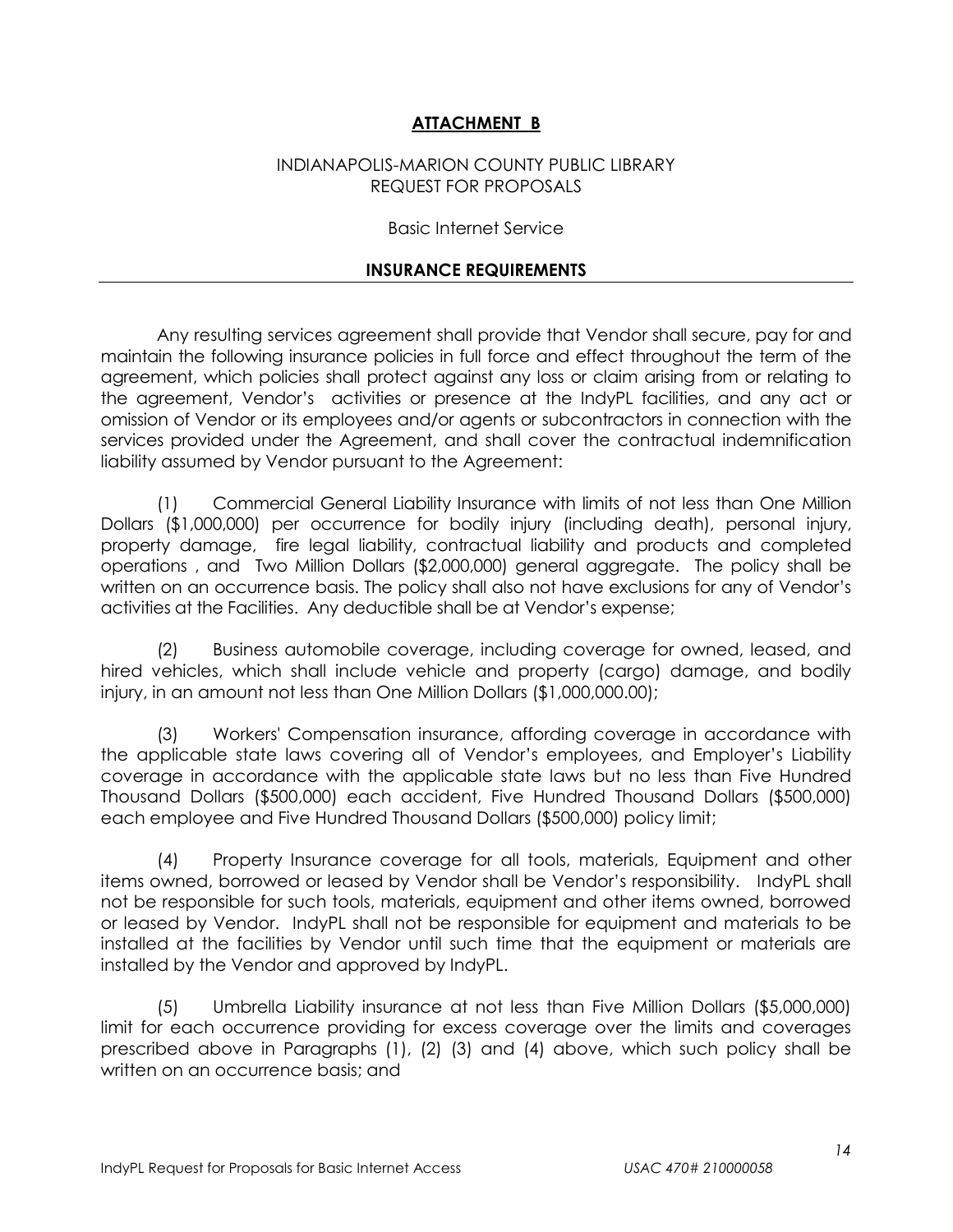## ATTACHMENT B

INDIANAPOLIS-MARION COUNTY PUBLIC LIBRARY
REQUEST FOR PROPOSALS

Basic Internet Service

### INSURANCE REQUIREMENTS

Any resulting services agreement shall provide that Vendor shall secure, pay for and maintain the following insurance policies in full force and effect throughout the term of the agreement, which policies shall protect against any loss or claim arising from or relating to the agreement, Vendor's activities or presence at the IndyPL facilities, and any act or omission of Vendor or its employees and/or agents or subcontractors in connection with the services provided under the Agreement, and shall cover the contractual indemnification liability assumed by Vendor pursuant to the Agreement:

(1) Commercial General Liability Insurance with limits of not less than One Million Dollars ($1,000,000) per occurrence for bodily injury (including death), personal injury, property damage, fire legal liability, contractual liability and products and completed operations , and Two Million Dollars ($2,000,000) general aggregate. The policy shall be written on an occurrence basis. The policy shall also not have exclusions for any of Vendor's activities at the Facilities. Any deductible shall be at Vendor's expense;

(2) Business automobile coverage, including coverage for owned, leased, and hired vehicles, which shall include vehicle and property (cargo) damage, and bodily injury, in an amount not less than One Million Dollars ($1,000,000.00);

(3) Workers' Compensation insurance, affording coverage in accordance with the applicable state laws covering all of Vendor's employees, and Employer's Liability coverage in accordance with the applicable state laws but no less than Five Hundred Thousand Dollars ($500,000) each accident, Five Hundred Thousand Dollars ($500,000) each employee and Five Hundred Thousand Dollars ($500,000) policy limit;

(4) Property Insurance coverage for all tools, materials, Equipment and other items owned, borrowed or leased by Vendor shall be Vendor's responsibility. IndyPL shall not be responsible for such tools, materials, equipment and other items owned, borrowed or leased by Vendor. IndyPL shall not be responsible for equipment and materials to be installed at the facilities by Vendor until such time that the equipment or materials are installed by the Vendor and approved by IndyPL.

(5) Umbrella Liability insurance at not less than Five Million Dollars ($5,000,000) limit for each occurrence providing for excess coverage over the limits and coverages prescribed above in Paragraphs (1), (2) (3) and (4) above, which such policy shall be written on an occurrence basis; and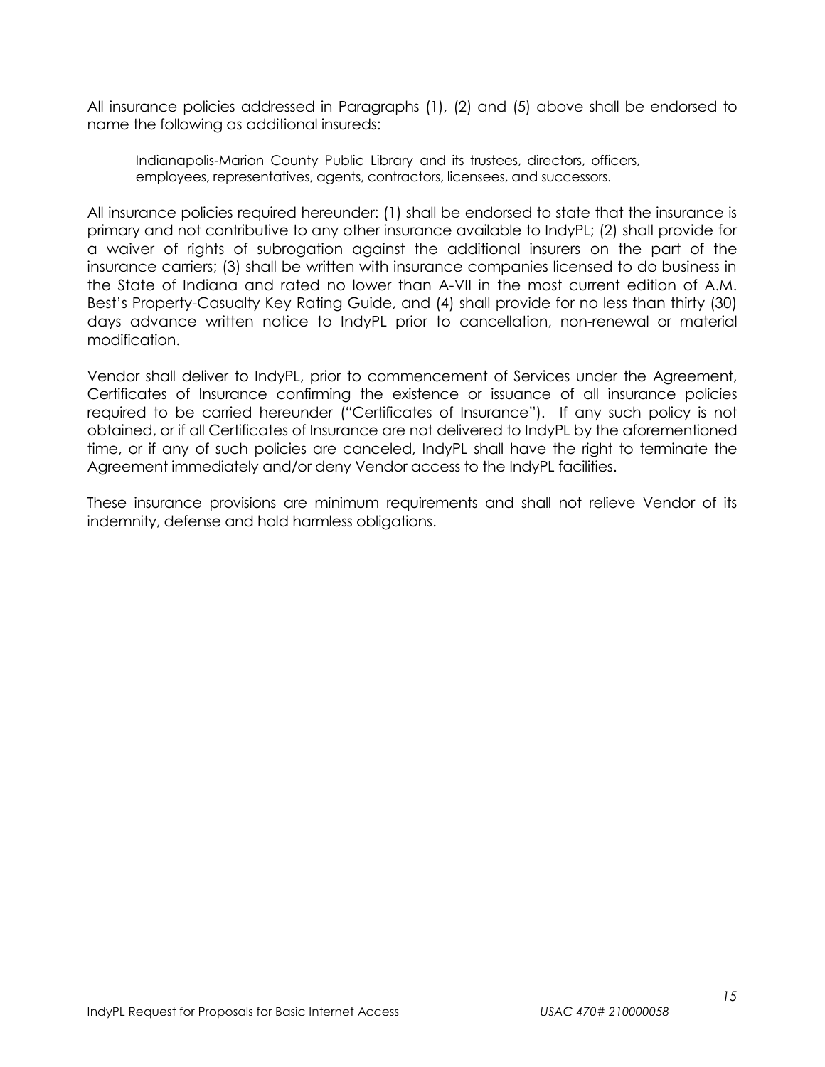All insurance policies addressed in Paragraphs (1), (2) and (5) above shall be endorsed to name the following as additional insureds:

> Indianapolis-Marion County Public Library and its trustees, directors, officers, employees, representatives, agents, contractors, licensees, and successors.

All insurance policies required hereunder: (1) shall be endorsed to state that the insurance is primary and not contributive to any other insurance available to IndyPL; (2) shall provide for a waiver of rights of subrogation against the additional insurers on the part of the insurance carriers; (3) shall be written with insurance companies licensed to do business in the State of Indiana and rated no lower than A-VII in the most current edition of A.M. Best's Property-Casualty Key Rating Guide, and (4) shall provide for no less than thirty (30) days advance written notice to IndyPL prior to cancellation, non-renewal or material modification.

Vendor shall deliver to IndyPL, prior to commencement of Services under the Agreement, Certificates of Insurance confirming the existence or issuance of all insurance policies required to be carried hereunder ("Certificates of Insurance"). If any such policy is not obtained, or if all Certificates of Insurance are not delivered to IndyPL by the aforementioned time, or if any of such policies are canceled, IndyPL shall have the right to terminate the Agreement immediately and/or deny Vendor access to the IndyPL facilities.

These insurance provisions are minimum requirements and shall not relieve Vendor of its indemnity, defense and hold harmless obligations.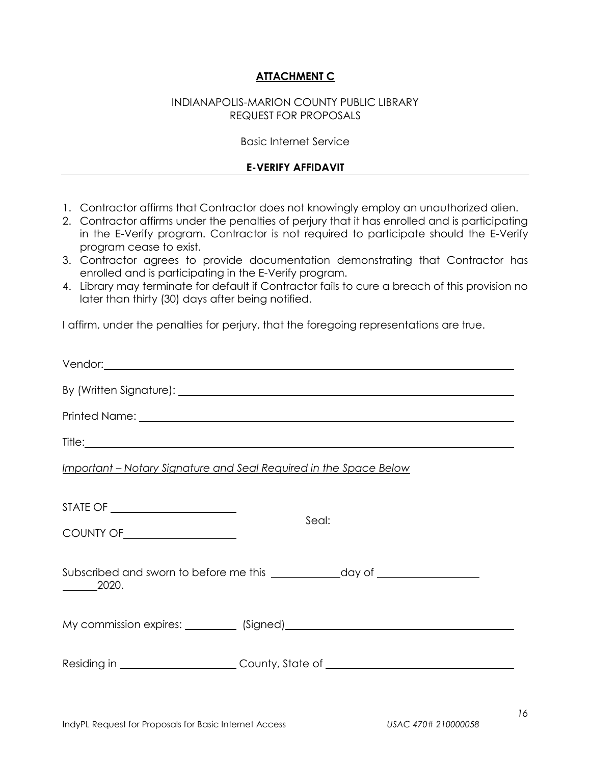**ATTACHMENT C**

INDIANAPOLIS-MARION COUNTY PUBLIC LIBRARY
REQUEST FOR PROPOSALS

Basic Internet Service

**E-VERIFY AFFIDAVIT**

1. Contractor affirms that Contractor does not knowingly employ an unauthorized alien.
2. Contractor affirms under the penalties of perjury that it has enrolled and is participating in the E-Verify program. Contractor is not required to participate should the E-Verify program cease to exist.
3. Contractor agrees to provide documentation demonstrating that Contractor has enrolled and is participating in the E-Verify program.
4. Library may terminate for default if Contractor fails to cure a breach of this provision no later than thirty (30) days after being notified.

I affirm, under the penalties for perjury, that the foregoing representations are true.

Vendor: ______________________________________________

By (Written Signature): ______________________________________________

Printed Name: ______________________________________________

Title: ______________________________________________

*Important – Notary Signature and Seal Required in the Space Below*

STATE OF ____________________

COUNTY OF ____________________

Seal:

Subscribed and sworn to before me this ____________day of ________________ ______2020.

My commission expires: __________ (Signed)______________________________

Residing in ____________________ County, State of ______________________________

IndyPL Request for Proposals for Basic Internet Access    *USAC 470# 210000058*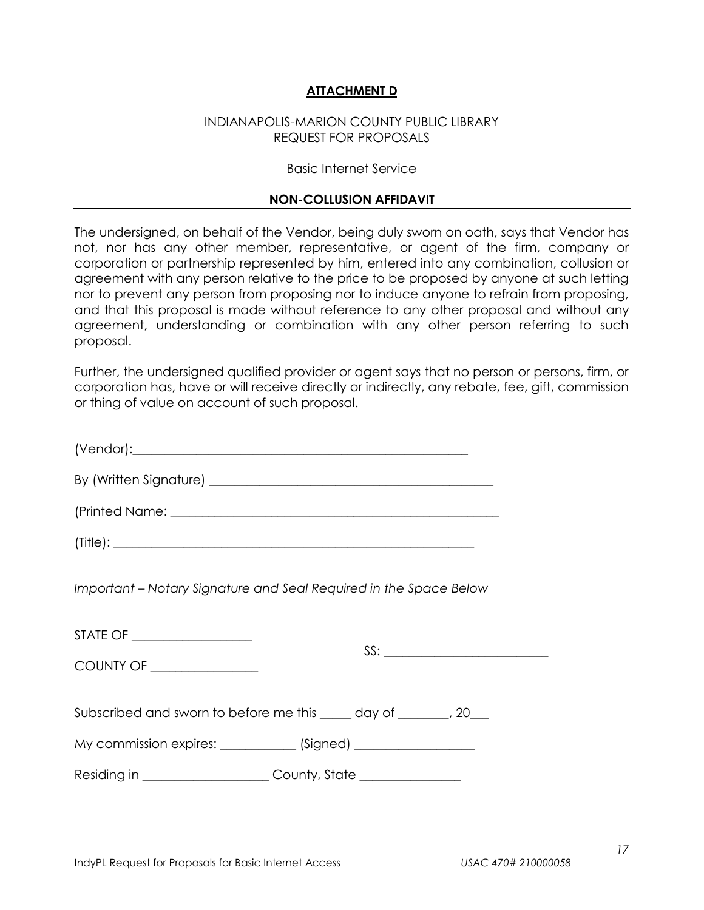**ATTACHMENT D**

INDIANAPOLIS-MARION COUNTY PUBLIC LIBRARY
REQUEST FOR PROPOSALS

Basic Internet Service

**NON-COLLUSION AFFIDAVIT**

The undersigned, on behalf of the Vendor, being duly sworn on oath, says that Vendor has not, nor has any other member, representative, or agent of the firm, company or corporation or partnership represented by him, entered into any combination, collusion or agreement with any person relative to the price to be proposed by anyone at such letting nor to prevent any person from proposing nor to induce anyone to refrain from proposing, and that this proposal is made without reference to any other proposal and without any agreement, understanding or combination with any other person referring to such proposal.

Further, the undersigned qualified provider or agent says that no person or persons, firm, or corporation has, have or will receive directly or indirectly, any rebate, fee, gift, commission or thing of value on account of such proposal.

(Vendor):_______________________________________________________

By (Written Signature) ______________________________________________

(Printed Name: ____________________________________________________

(Title): _________________________________________________________

*Important – Notary Signature and Seal Required in the Space Below*

STATE OF ___________________

SS: __________________________

COUNTY OF _________________

Subscribed and sworn to before me this _____ day of ________, 20___

My commission expires: ____________ (Signed) ___________________

Residing in ____________________ County, State ________________

IndyPL Request for Proposals for Basic Internet Access USAC 470# 210000058